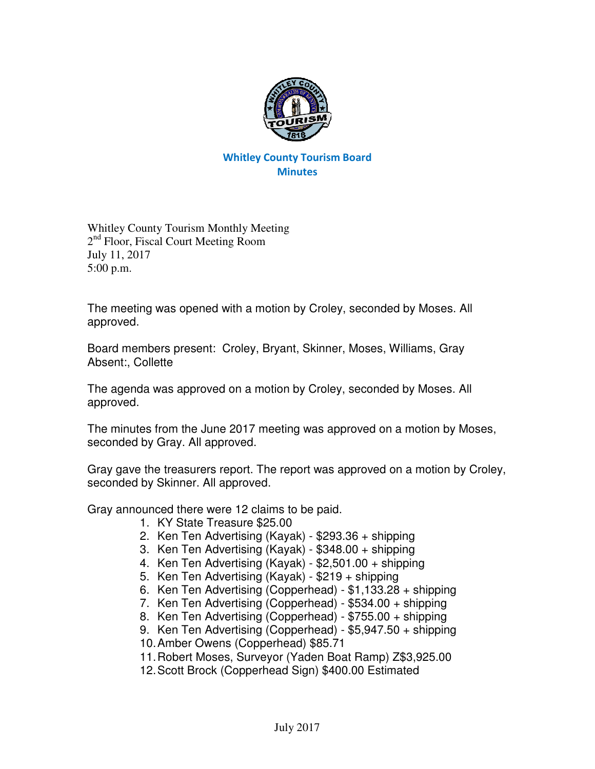## Whitley County Tourism Board
## Minutes

Whitley County Tourism Monthly Meeting
2nd Floor, Fiscal Court Meeting Room
July 11, 2017
5:00 p.m.

The meeting was opened with a motion by Croley, seconded by Moses. All approved.

Board members present: Croley, Bryant, Skinner, Moses, Williams, Gray
Absent:, Collette

The agenda was approved on a motion by Croley, seconded by Moses. All approved.

The minutes from the June 2017 meeting was approved on a motion by Moses, seconded by Gray. All approved.

Gray gave the treasurers report. The report was approved on a motion by Croley, seconded by Skinner. All approved.

Gray announced there were 12 claims to be paid.

1. KY State Treasure $25.00
2. Ken Ten Advertising (Kayak) - $293.36 + shipping
3. Ken Ten Advertising (Kayak) - $348.00 + shipping
4. Ken Ten Advertising (Kayak) - $2,501.00 + shipping
5. Ken Ten Advertising (Kayak) - $219 + shipping
6. Ken Ten Advertising (Copperhead) - $1,133.28 + shipping
7. Ken Ten Advertising (Copperhead) - $534.00 + shipping
8. Ken Ten Advertising (Copperhead) - $755.00 + shipping
9. Ken Ten Advertising (Copperhead) - $5,947.50 + shipping
10. Amber Owens (Copperhead) $85.71
11. Robert Moses, Surveyor (Yaden Boat Ramp) Z$3,925.00
12. Scott Brock (Copperhead Sign) $400.00 Estimated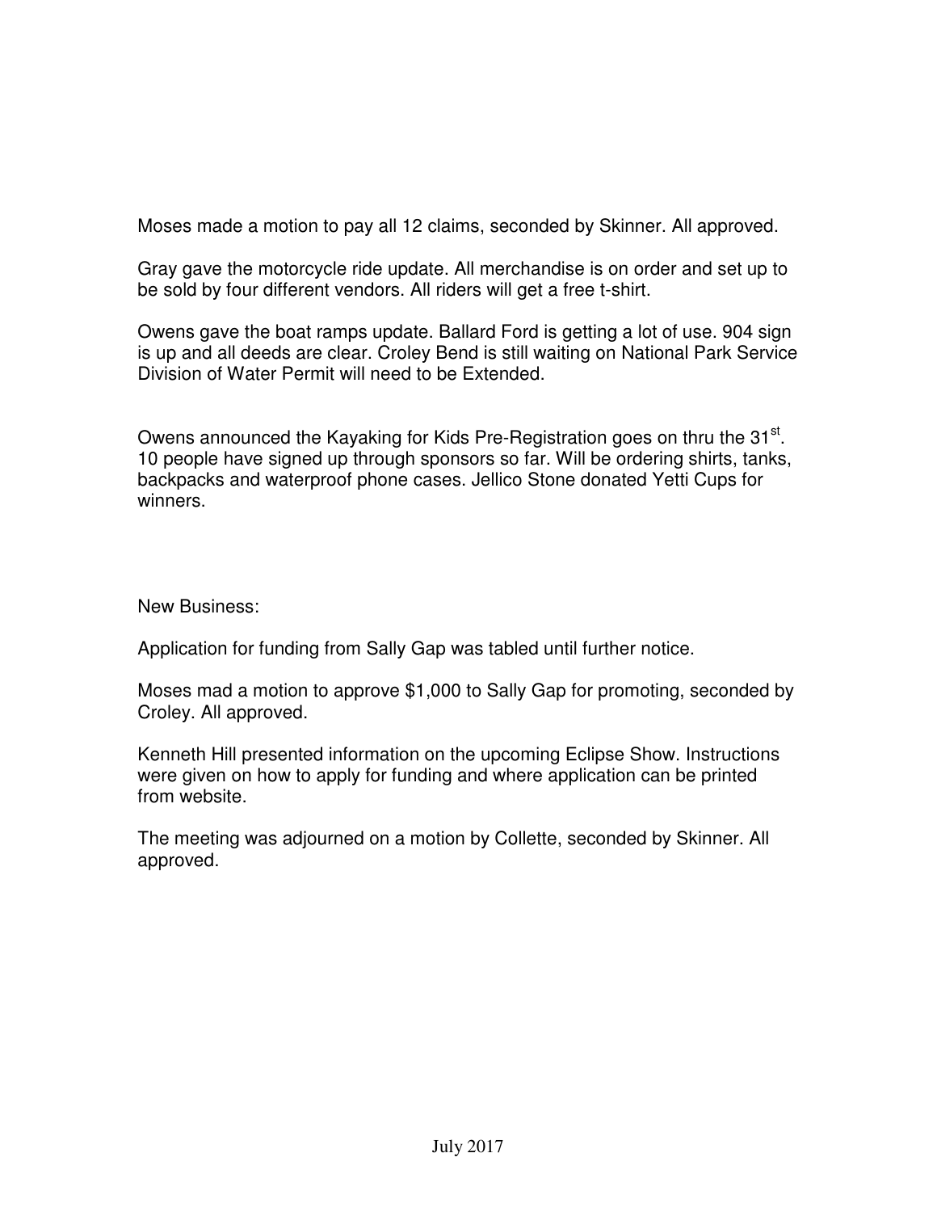Moses made a motion to pay all 12 claims, seconded by Skinner. All approved.

Gray gave the motorcycle ride update. All merchandise is on order and set up to be sold by four different vendors. All riders will get a free t-shirt.

Owens gave the boat ramps update. Ballard Ford is getting a lot of use. 904 sign is up and all deeds are clear. Croley Bend is still waiting on National Park Service Division of Water Permit will need to be Extended.

Owens announced the Kayaking for Kids Pre-Registration goes on thru the 31st. 10 people have signed up through sponsors so far. Will be ordering shirts, tanks, backpacks and waterproof phone cases. Jellico Stone donated Yetti Cups for winners.

New Business:

Application for funding from Sally Gap was tabled until further notice.

Moses mad a motion to approve $1,000 to Sally Gap for promoting, seconded by Croley. All approved.

Kenneth Hill presented information on the upcoming Eclipse Show. Instructions were given on how to apply for funding and where application can be printed from website.

The meeting was adjourned on a motion by Collette, seconded by Skinner. All approved.